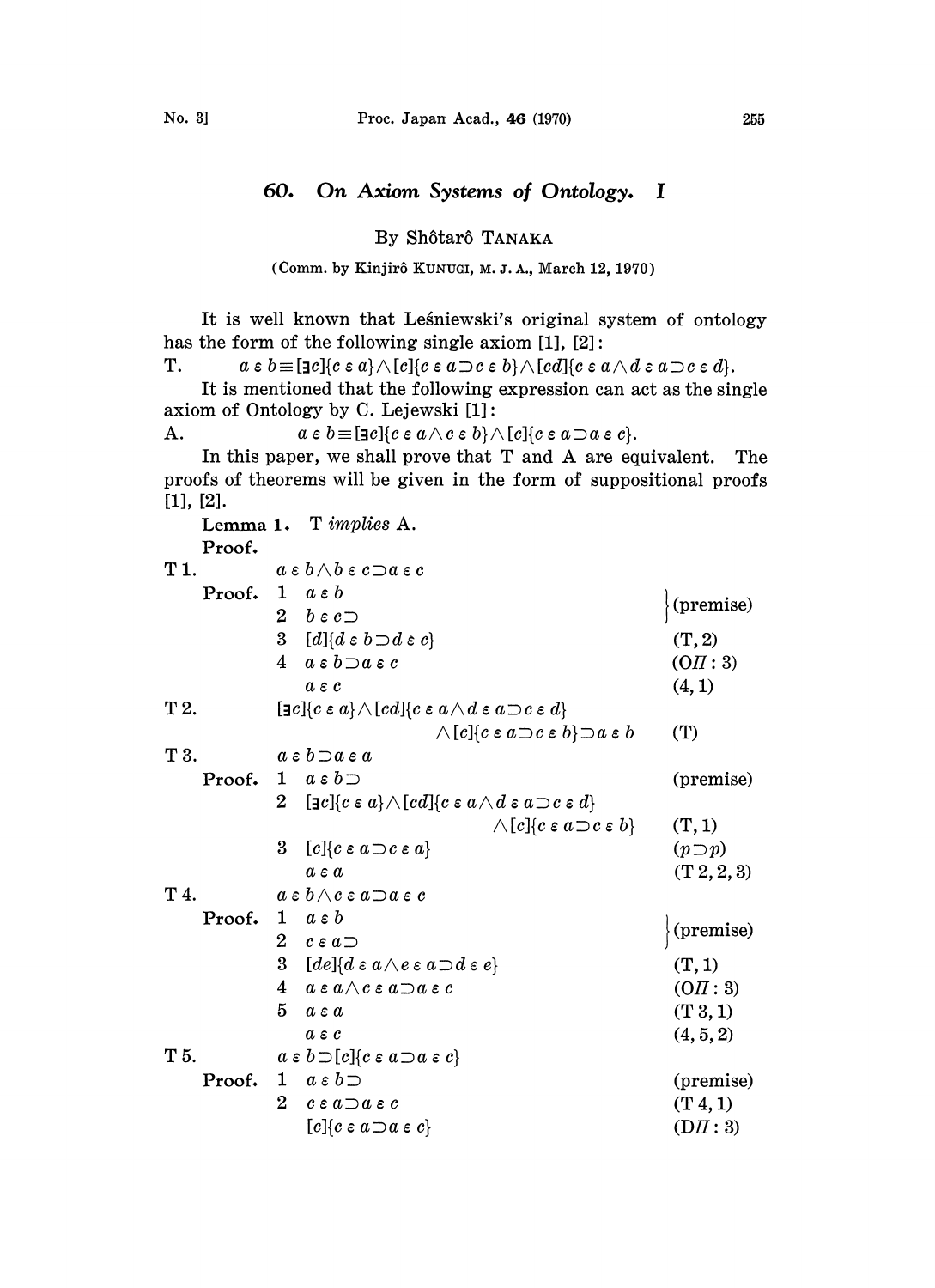# 60. On Axiom Systems of Ontology. I

By Shôtarô TANAKA

(Comm. by Kinjirô KUNUGI, M. J. A., March 12, 1970)

It is well known that Leśniewski's original system of ontology has the form of the following single axiom [1], [2]:

T. $a \varepsilon b \equiv [\exists c]\{c \varepsilon a\} \wedge [c]\{c \varepsilon a \supset c \varepsilon b\} \wedge [cd]\{c \varepsilon a \wedge d \varepsilon a \supset c \varepsilon d\}$.

It is mentioned that the following expression can act as the single axiom of Ontology by C. Lejewski [1]:

A. $a \varepsilon b \equiv [\exists c]\{c \varepsilon a \wedge c \varepsilon b\} \wedge [c]\{c \varepsilon a \supset a \varepsilon c\}$.

In this paper, we shall prove that T and A are equivalent. The proofs of theorems will be given in the form of suppositional proofs [1], [2].

**Lemma 1.** *T implies* A.

**Proof.**

T1. $a \varepsilon b \wedge b \varepsilon c \supset a \varepsilon c$

Proof.

| | | |
|---|---|---|
| 1 | $a \varepsilon b$ | (premise) |
| 2 | $b \varepsilon c \supset$ | (premise) |
| 3 | $[d]\{d \varepsilon b \supset d \varepsilon c\}$ | (T, 2) |
| 4 | $a \varepsilon b \supset a \varepsilon c$ | (O$\Pi$ : 3) |
| | $a \varepsilon c$ | (4, 1) |

T2. $[\exists c]\{c \varepsilon a\} \wedge [cd]\{c \varepsilon a \wedge d \varepsilon a \supset c \varepsilon d\} \wedge [c]\{c \varepsilon a \supset c \varepsilon b\} \supset a \varepsilon b$ (T)

T3. $a \varepsilon b \supset a \varepsilon a$

Proof.

| | | |
|---|---|---|
| 1 | $a \varepsilon b \supset$ | (premise) |
| 2 | $[\exists c]\{c \varepsilon a\} \wedge [cd]\{c \varepsilon a \wedge d \varepsilon a \supset c \varepsilon d\} \wedge [c]\{c \varepsilon a \supset c \varepsilon b\}$ | (T, 1) |
| 3 | $[c]\{c \varepsilon a \supset c \varepsilon a\}$ | $(p \supset p)$ |
| | $a \varepsilon a$ | (T2, 2, 3) |

T4. $a \varepsilon b \wedge c \varepsilon a \supset a \varepsilon c$

Proof.

| | | |
|---|---|---|
| 1 | $a \varepsilon b$ | (premise) |
| 2 | $c \varepsilon a \supset$ | (premise) |
| 3 | $[de]\{d \varepsilon a \wedge e \varepsilon a \supset d \varepsilon e\}$ | (T, 1) |
| 4 | $a \varepsilon a \wedge c \varepsilon a \supset a \varepsilon c$ | (O$\Pi$ : 3) |
| 5 | $a \varepsilon a$ | (T3, 1) |
| | $a \varepsilon c$ | (4, 5, 2) |

T5. $a \varepsilon b \supset [c]\{c \varepsilon a \supset a \varepsilon c\}$

Proof.

| | | |
|---|---|---|
| 1 | $a \varepsilon b \supset$ | (premise) |
| 2 | $c \varepsilon a \supset a \varepsilon c$ | (T4, 1) |
| | $[c]\{c \varepsilon a \supset a \varepsilon c\}$ | (D$\Pi$ : 3) |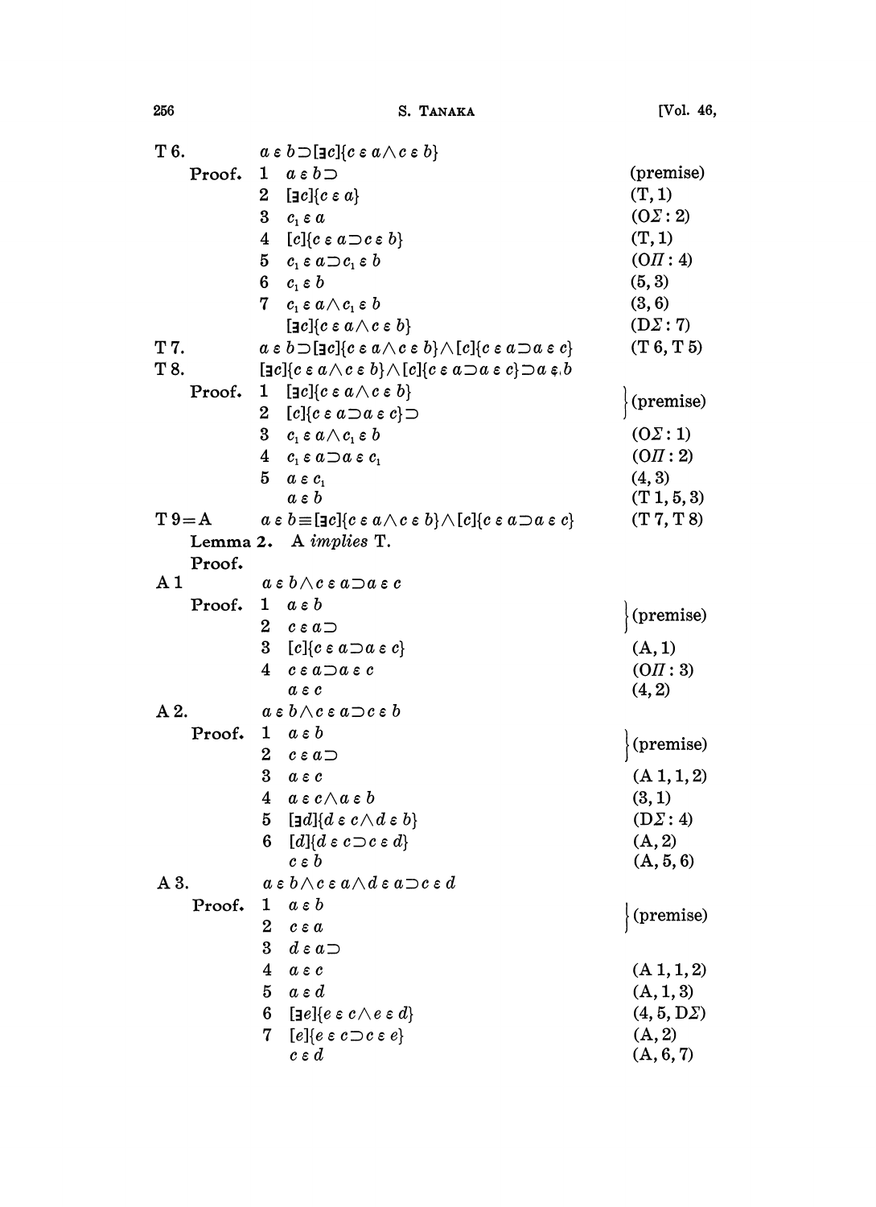T 6. $a \varepsilon b \supset [\exists c]\{c \varepsilon a \wedge c \varepsilon b\}$

| | | | |
|---|---|---|---|
| Proof. | 1 | $a \varepsilon b \supset$ | (premise) |
| | 2 | $[\exists c]\{c \varepsilon a\}$ | (T, 1) |
| | 3 | $c_1 \varepsilon a$ | ($\mathrm{O}\Sigma$ : 2) |
| | 4 | $[c]\{c \varepsilon a \supset c \varepsilon b\}$ | (T, 1) |
| | 5 | $c_1 \varepsilon a \supset c_1 \varepsilon b$ | ($\mathrm{O}\Pi$ : 4) |
| | 6 | $c_1 \varepsilon b$ | (5, 3) |
| | 7 | $c_1 \varepsilon a \wedge c_1 \varepsilon b$ | (3, 6) |
| | | $[\exists c]\{c \varepsilon a \wedge c \varepsilon b\}$ | ($\mathrm{D}\Sigma$ : 7) |

T 7. $a \varepsilon b \supset [\exists c]\{c \varepsilon a \wedge c \varepsilon b\} \wedge [c]\{c \varepsilon a \supset a \varepsilon c\}$ (T 6, T 5)

T 8. $[\exists c]\{c \varepsilon a \wedge c \varepsilon b\} \wedge [c]\{c \varepsilon a \supset a \varepsilon c\} \supset a \varepsilon b$

| | | | |
|---|---|---|---|
| Proof. | 1 | $[\exists c]\{c \varepsilon a \wedge c \varepsilon b\}$ | (premise) |
| | 2 | $[c]\{c \varepsilon a \supset a \varepsilon c\} \supset$ | (premise) |
| | 3 | $c_1 \varepsilon a \wedge c_1 \varepsilon b$ | ($\mathrm{O}\Sigma$ : 1) |
| | 4 | $c_1 \varepsilon a \supset a \varepsilon c_1$ | ($\mathrm{O}\Pi$ : 2) |
| | 5 | $a \varepsilon c_1$ | (4, 3) |
| | | $a \varepsilon b$ | (T 1, 5, 3) |

T 9 = A $\quad a \varepsilon b \equiv [\exists c]\{c \varepsilon a \wedge c \varepsilon b\} \wedge [c]\{c \varepsilon a \supset a \varepsilon c\}$ (T 7, T 8)

**Lemma 2.** *A implies* T.

Proof.

A 1 $\quad a \varepsilon b \wedge c \varepsilon a \supset a \varepsilon c$

| | | | |
|---|---|---|---|
| Proof. | 1 | $a \varepsilon b$ | (premise) |
| | 2 | $c \varepsilon a \supset$ | (premise) |
| | 3 | $[c]\{c \varepsilon a \supset a \varepsilon c\}$ | (A, 1) |
| | 4 | $c \varepsilon a \supset a \varepsilon c$ | ($\mathrm{O}\Pi$ : 3) |
| | | $a \varepsilon c$ | (4, 2) |

A 2. $\quad a \varepsilon b \wedge c \varepsilon a \supset c \varepsilon b$

| | | | |
|---|---|---|---|
| Proof. | 1 | $a \varepsilon b$ | (premise) |
| | 2 | $c \varepsilon a \supset$ | (premise) |
| | 3 | $a \varepsilon c$ | (A 1, 1, 2) |
| | 4 | $a \varepsilon c \wedge a \varepsilon b$ | (3, 1) |
| | 5 | $[\exists d]\{d \varepsilon c \wedge d \varepsilon b\}$ | ($\mathrm{D}\Sigma$ : 4) |
| | 6 | $[d]\{d \varepsilon c \supset c \varepsilon d\}$ | (A, 2) |
| | | $c \varepsilon b$ | (A, 5, 6) |

A 3. $\quad a \varepsilon b \wedge c \varepsilon a \wedge d \varepsilon a \supset c \varepsilon d$

| | | | |
|---|---|---|---|
| Proof. | 1 | $a \varepsilon b$ | (premise) |
| | 2 | $c \varepsilon a$ | (premise) |
| | 3 | $d \varepsilon a \supset$ | (premise) |
| | 4 | $a \varepsilon c$ | (A 1, 1, 2) |
| | 5 | $a \varepsilon d$ | (A, 1, 3) |
| | 6 | $[\exists e]\{e \varepsilon c \wedge e \varepsilon d\}$ | (4, 5, $\mathrm{D}\Sigma$) |
| | 7 | $[e]\{e \varepsilon c \supset c \varepsilon e\}$ | (A, 2) |
| | | $c \varepsilon d$ | (A, 6, 7) |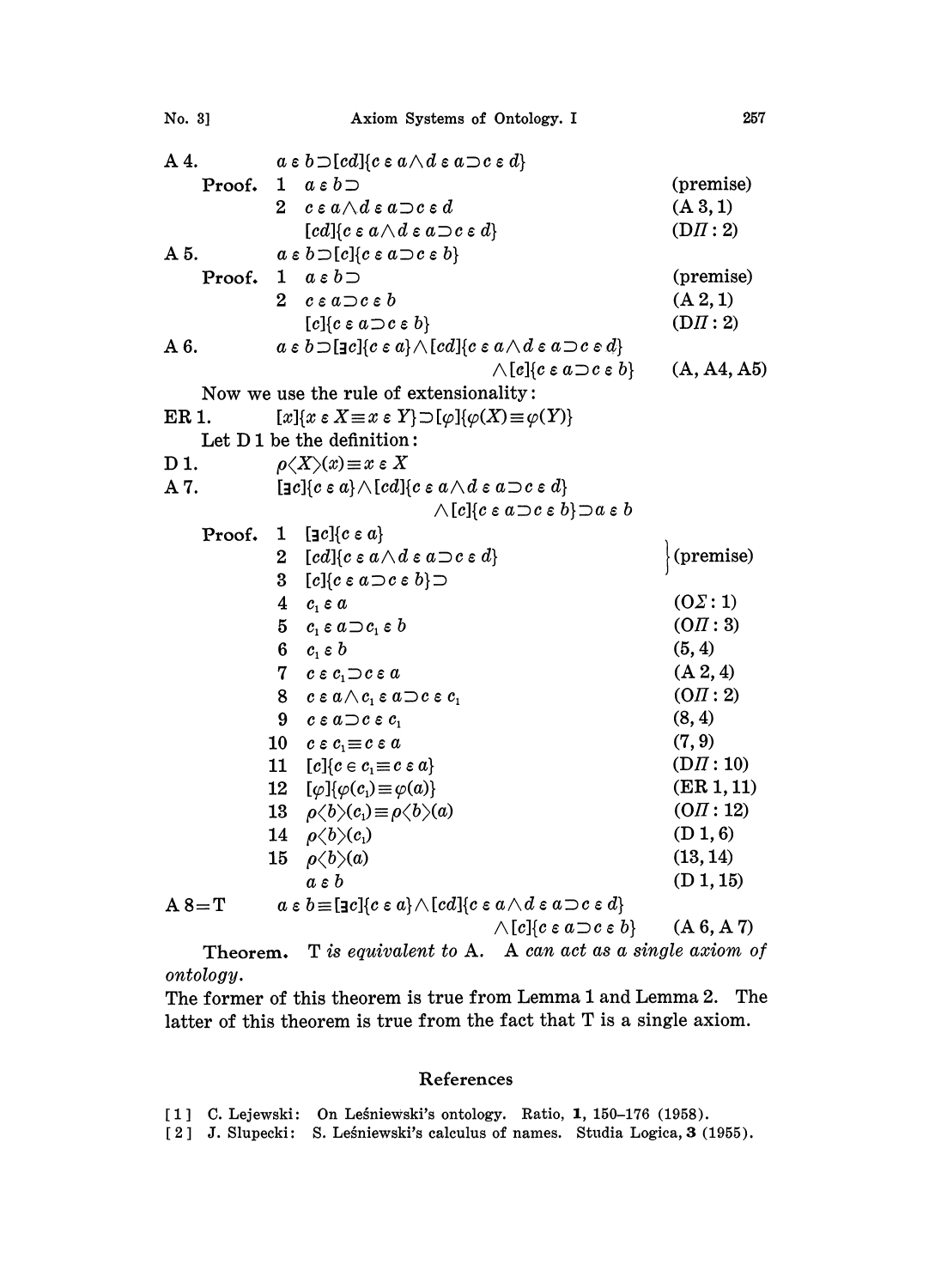A 4. $\quad a \varepsilon b \supset [cd]\{c \varepsilon a \wedge d \varepsilon a \supset c \varepsilon d\}$

| | | | |
|---|---|---|---|
| Proof. | 1 | $a \varepsilon b \supset$ | (premise) |
| | 2 | $c \varepsilon a \wedge d \varepsilon a \supset c \varepsilon d$ | (A 3, 1) |
| | | $[cd]\{c \varepsilon a \wedge d \varepsilon a \supset c \varepsilon d\}$ | (D$\Pi$ : 2) |

A 5. $\quad a \varepsilon b \supset [c]\{c \varepsilon a \supset c \varepsilon b\}$

| | | | |
|---|---|---|---|
| Proof. | 1 | $a \varepsilon b \supset$ | (premise) |
| | 2 | $c \varepsilon a \supset c \varepsilon b$ | (A 2, 1) |
| | | $[c]\{c \varepsilon a \supset c \varepsilon b\}$ | (D$\Pi$ : 2) |

A 6. $\quad a \varepsilon b \supset [\exists c]\{c \varepsilon a\} \wedge [cd]\{c \varepsilon a \wedge d \varepsilon a \supset c \varepsilon d\} \wedge [c]\{c \varepsilon a \supset c \varepsilon b\}$ $\quad$ (A, A4, A5)

Now we use the rule of extensionality:

ER 1. $\quad [x]\{x \varepsilon X \equiv x \varepsilon Y\} \supset [\varphi]\{\varphi(X) \equiv \varphi(Y)\}$

Let D 1 be the definition:

D 1. $\quad \rho\langle X\rangle(x) \equiv x \varepsilon X$

A 7. $\quad [\exists c]\{c \varepsilon a\} \wedge [cd]\{c \varepsilon a \wedge d \varepsilon a \supset c \varepsilon d\} \wedge [c]\{c \varepsilon a \supset c \varepsilon b\} \supset a \varepsilon b$

| | | | |
|---|---|---|---|
| Proof. | 1 | $[\exists c]\{c \varepsilon a\}$ | (premise) |
| | 2 | $[cd]\{c \varepsilon a \wedge d \varepsilon a \supset c \varepsilon d\}$ | (premise) |
| | 3 | $[c]\{c \varepsilon a \supset c \varepsilon b\} \supset$ | (premise) |
| | 4 | $c_1 \varepsilon a$ | (O$\Sigma$ : 1) |
| | 5 | $c_1 \varepsilon a \supset c_1 \varepsilon b$ | (O$\Pi$ : 3) |
| | 6 | $c_1 \varepsilon b$ | (5, 4) |
| | 7 | $c \varepsilon c_1 \supset c \varepsilon a$ | (A 2, 4) |
| | 8 | $c \varepsilon a \wedge c_1 \varepsilon a \supset c \varepsilon c_1$ | (O$\Pi$ : 2) |
| | 9 | $c \varepsilon a \supset c \varepsilon c_1$ | (8, 4) |
| | 10 | $c \varepsilon c_1 \equiv c \varepsilon a$ | (7, 9) |
| | 11 | $[c]\{c \in c_1 \equiv c \varepsilon a\}$ | (D$\Pi$ : 10) |
| | 12 | $[\varphi]\{\varphi(c_1) \equiv \varphi(a)\}$ | (ER 1, 11) |
| | 13 | $\rho\langle b\rangle(c_1) \equiv \rho\langle b\rangle(a)$ | (O$\Pi$ : 12) |
| | 14 | $\rho\langle b\rangle(c_1)$ | (D 1, 6) |
| | 15 | $\rho\langle b\rangle(a)$ | (13, 14) |
| | | $a \varepsilon b$ | (D 1, 15) |

A 8 = T $\quad a \varepsilon b \equiv [\exists c]\{c \varepsilon a\} \wedge [cd]\{c \varepsilon a \wedge d \varepsilon a \supset c \varepsilon d\} \wedge [c]\{c \varepsilon a \supset c \varepsilon b\}$ $\quad$ (A 6, A 7)

**Theorem.** *T is equivalent to* A. A *can act as a single axiom of ontology.*

The former of this theorem is true from Lemma 1 and Lemma 2. The latter of this theorem is true from the fact that T is a single axiom.

## References

[1] C. Lejewski: On Leśniewski's ontology. Ratio, **1**, 150–176 (1958).

[2] J. Slupecki: S. Leśniewski's calculus of names. Studia Logica, **3** (1955).